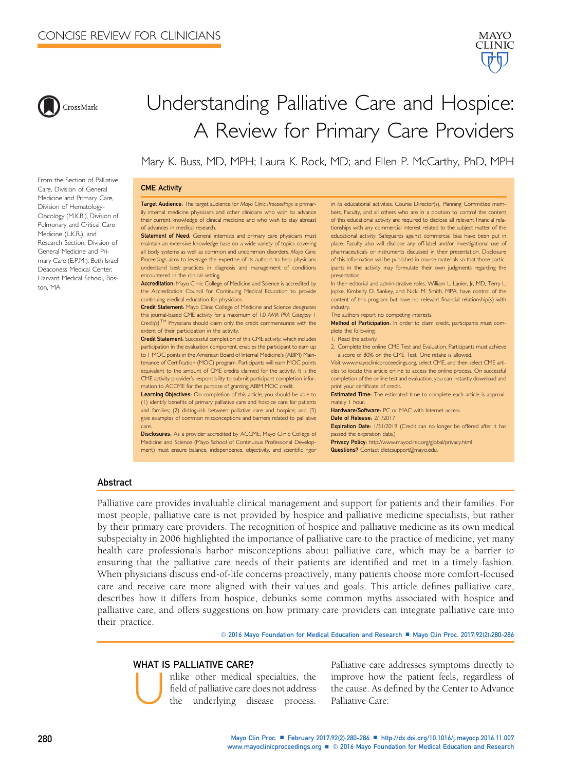CONCISE REVIEW FOR CLINICIANS

# Understanding Palliative Care and Hospice: A Review for Primary Care Providers

Mary K. Buss, MD, MPH; Laura K. Rock, MD; and Ellen P. McCarthy, PhD, MPH

From the Section of Palliative Care, Division of General Medicine and Primary Care, Division of Hematology-Oncology (M.K.B.), Division of Pulmonary and Critical Care Medicine (L.K.R.), and Research Section, Division of General Medicine and Primary Care (E.P.M.), Beth Israel Deaconess Medical Center, Harvard Medical School, Boston, MA.

## CME Activity

**Target Audience:** The target audience for *Mayo Clinic Proceedings* is primarily internal medicine physicians and other clinicians who wish to advance their current knowledge of clinical medicine and who wish to stay abreast of advances in medical research.

**Statement of Need:** General internists and primary care physicians must maintain an extensive knowledge base on a wide variety of topics covering all body systems as well as common and uncommon disorders. *Mayo Clinic Proceedings* aims to leverage the expertise of its authors to help physicians understand best practices in diagnosis and management of conditions encountered in the clinical setting.

**Accreditation:** Mayo Clinic College of Medicine and Science is accredited by the Accreditation Council for Continuing Medical Education to provide continuing medical education for physicians.

**Credit Statement:** Mayo Clinic College of Medicine and Science designates this journal-based CME activity for a maximum of 1.0 *AMA PRA Category 1 Credit(s).*™ Physicians should claim only the credit commensurate with the extent of their participation in the activity.

**Credit Statement:** Successful completion of this CME activity, which includes participation in the evaluation component, enables the participant to earn up to 1 MOC points in the American Board of Internal Medicine's (ABIM) Maintenance of Certification (MOC) program. Participants will earn MOC points equivalent to the amount of CME credits claimed for the activity. It is the CME activity provider's responsibility to submit participant completion information to ACCME for the purpose of granting ABIM MOC credit.

**Learning Objectives:** On completion of this article, you should be able to (1) identify benefits of primary palliative care and hospice care for patients and families; (2) distinguish between palliative care and hospice; and (3) give examples of common misconceptions and barriers related to palliative care.

**Disclosures:** As a provider accredited by ACCME, Mayo Clinic College of Medicine and Science (Mayo School of Continuous Professional Development) must ensure balance, independence, objectivity, and scientific rigor in its educational activities. Course Director(s), Planning Committee members, Faculty, and all others who are in a position to control the content of this educational activity are required to disclose all relevant financial relationships with any commercial interest related to the subject matter of the educational activity. Safeguards against commercial bias have been put in place. Faculty also will disclose any off-label and/or investigational use of pharmaceuticals or instruments discussed in their presentation. Disclosure of this information will be published in course materials so that those participants in the activity may formulate their own judgments regarding the presentation.

In their editorial and administrative roles, William L. Lanier, Jr, MD, Terry L. Jopke, Kimberly D. Sankey, and Nicki M. Smith, MPA, have control of the content of this program but have no relevant financial relationship(s) with industry.

The authors report no competing interests.

**Method of Participation:** In order to claim credit, participants must complete the following:

1. Read the activity.
2. Complete the online CME Test and Evaluation. Participants must achieve a score of 80% on the CME Test. One retake is allowed.

Visit www.mayoclinicproceedings.org, select CME, and then select CME articles to locate this article online to access the online process. On successful completion of the online test and evaluation, you can instantly download and print your certificate of credit.

**Estimated Time:** The estimated time to complete each article is approximately 1 hour.

**Hardware/Software:** PC or MAC with Internet access.

**Date of Release:** 2/1/2017

**Expiration Date:** 1/31/2019 (Credit can no longer be offered after it has passed the expiration date.)

**Privacy Policy:** http://www.mayoclinic.org/global/privacy.html

**Questions?** Contact dletcsupport@mayo.edu.

## Abstract

Palliative care provides invaluable clinical management and support for patients and their families. For most people, palliative care is not provided by hospice and palliative medicine specialists, but rather by their primary care providers. The recognition of hospice and palliative medicine as its own medical subspecialty in 2006 highlighted the importance of palliative care to the practice of medicine, yet many health care professionals harbor misconceptions about palliative care, which may be a barrier to ensuring that the palliative care needs of their patients are identified and met in a timely fashion. When physicians discuss end-of-life concerns proactively, many patients choose more comfort-focused care and receive care more aligned with their values and goals. This article defines palliative care, describes how it differs from hospice, debunks some common myths associated with hospice and palliative care, and offers suggestions on how primary care providers can integrate palliative care into their practice.

© 2016 Mayo Foundation for Medical Education and Research ■ Mayo Clin Proc. 2017;92(2):280-286

## WHAT IS PALLIATIVE CARE?

Unlike other medical specialties, the field of palliative care does not address the underlying disease process. Palliative care addresses symptoms directly to improve how the patient feels, regardless of the cause. As defined by the Center to Advance Palliative Care: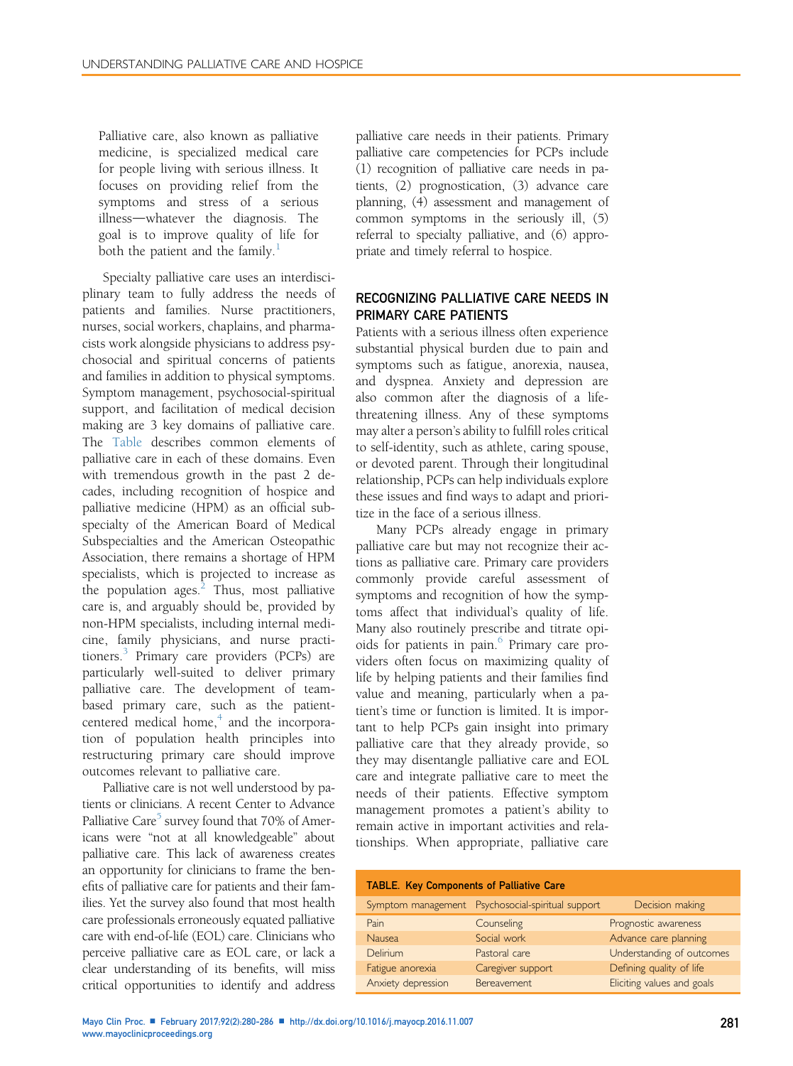Palliative care, also known as palliative medicine, is specialized medical care for people living with serious illness. It focuses on providing relief from the symptoms and stress of a serious illness—whatever the diagnosis. The goal is to improve quality of life for both the patient and the family.[1]

Specialty palliative care uses an interdisciplinary team to fully address the needs of patients and families. Nurse practitioners, nurses, social workers, chaplains, and pharmacists work alongside physicians to address psychosocial and spiritual concerns of patients and families in addition to physical symptoms. Symptom management, psychosocial-spiritual support, and facilitation of medical decision making are 3 key domains of palliative care. The Table describes common elements of palliative care in each of these domains. Even with tremendous growth in the past 2 decades, including recognition of hospice and palliative medicine (HPM) as an official subspecialty of the American Board of Medical Subspecialties and the American Osteopathic Association, there remains a shortage of HPM specialists, which is projected to increase as the population ages.[2] Thus, most palliative care is, and arguably should be, provided by non-HPM specialists, including internal medicine, family physicians, and nurse practitioners.[3] Primary care providers (PCPs) are particularly well-suited to deliver primary palliative care. The development of team-based primary care, such as the patient-centered medical home,[4] and the incorporation of population health principles into restructuring primary care should improve outcomes relevant to palliative care.

Palliative care is not well understood by patients or clinicians. A recent Center to Advance Palliative Care[5] survey found that 70% of Americans were "not at all knowledgeable" about palliative care. This lack of awareness creates an opportunity for clinicians to frame the benefits of palliative care for patients and their families. Yet the survey also found that most health care professionals erroneously equated palliative care with end-of-life (EOL) care. Clinicians who perceive palliative care as EOL care, or lack a clear understanding of its benefits, will miss critical opportunities to identify and address palliative care needs in their patients. Primary palliative care competencies for PCPs include (1) recognition of palliative care needs in patients, (2) prognostication, (3) advance care planning, (4) assessment and management of common symptoms in the seriously ill, (5) referral to specialty palliative, and (6) appropriate and timely referral to hospice.

## RECOGNIZING PALLIATIVE CARE NEEDS IN PRIMARY CARE PATIENTS

Patients with a serious illness often experience substantial physical burden due to pain and symptoms such as fatigue, anorexia, nausea, and dyspnea. Anxiety and depression are also common after the diagnosis of a life-threatening illness. Any of these symptoms may alter a person's ability to fulfill roles critical to self-identity, such as athlete, caring spouse, or devoted parent. Through their longitudinal relationship, PCPs can help individuals explore these issues and find ways to adapt and prioritize in the face of a serious illness.

Many PCPs already engage in primary palliative care but may not recognize their actions as palliative care. Primary care providers commonly provide careful assessment of symptoms and recognition of how the symptoms affect that individual's quality of life. Many also routinely prescribe and titrate opioids for patients in pain.[6] Primary care providers often focus on maximizing quality of life by helping patients and their families find value and meaning, particularly when a patient's time or function is limited. It is important to help PCPs gain insight into primary palliative care that they already provide, so they may disentangle palliative care and EOL care and integrate palliative care to meet the needs of their patients. Effective symptom management promotes a patient's ability to remain active in important activities and relationships. When appropriate, palliative care

**TABLE. Key Components of Palliative Care**

| Symptom management | Psychosocial-spiritual support | Decision making |
|---|---|---|
| Pain | Counseling | Prognostic awareness |
| Nausea | Social work | Advance care planning |
| Delirium | Pastoral care | Understanding of outcomes |
| Fatigue anorexia | Caregiver support | Defining quality of life |
| Anxiety depression | Bereavement | Eliciting values and goals |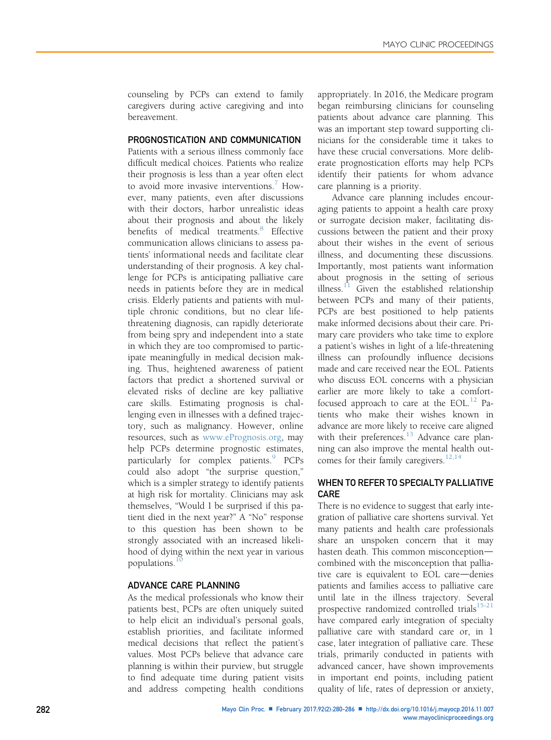counseling by PCPs can extend to family caregivers during active caregiving and into bereavement.

## PROGNOSTICATION AND COMMUNICATION

Patients with a serious illness commonly face difficult medical choices. Patients who realize their prognosis is less than a year often elect to avoid more invasive interventions.[7] However, many patients, even after discussions with their doctors, harbor unrealistic ideas about their prognosis and about the likely benefits of medical treatments.[8] Effective communication allows clinicians to assess patients' informational needs and facilitate clear understanding of their prognosis. A key challenge for PCPs is anticipating palliative care needs in patients before they are in medical crisis. Elderly patients and patients with multiple chronic conditions, but no clear life-threatening diagnosis, can rapidly deteriorate from being spry and independent into a state in which they are too compromised to participate meaningfully in medical decision making. Thus, heightened awareness of patient factors that predict a shortened survival or elevated risks of decline are key palliative care skills. Estimating prognosis is challenging even in illnesses with a defined trajectory, such as malignancy. However, online resources, such as www.ePrognosis.org, may help PCPs determine prognostic estimates, particularly for complex patients.[9] PCPs could also adopt "the surprise question," which is a simpler strategy to identify patients at high risk for mortality. Clinicians may ask themselves, "Would I be surprised if this patient died in the next year?" A "No" response to this question has been shown to be strongly associated with an increased likelihood of dying within the next year in various populations.[10]

## ADVANCE CARE PLANNING

As the medical professionals who know their patients best, PCPs are often uniquely suited to help elicit an individual's personal goals, establish priorities, and facilitate informed medical decisions that reflect the patient's values. Most PCPs believe that advance care planning is within their purview, but struggle to find adequate time during patient visits and address competing health conditions appropriately. In 2016, the Medicare program began reimbursing clinicians for counseling patients about advance care planning. This was an important step toward supporting clinicians for the considerable time it takes to have these crucial conversations. More deliberate prognostication efforts may help PCPs identify their patients for whom advance care planning is a priority.

Advance care planning includes encouraging patients to appoint a health care proxy or surrogate decision maker, facilitating discussions between the patient and their proxy about their wishes in the event of serious illness, and documenting these discussions. Importantly, most patients want information about prognosis in the setting of serious illness.[11] Given the established relationship between PCPs and many of their patients, PCPs are best positioned to help patients make informed decisions about their care. Primary care providers who take time to explore a patient's wishes in light of a life-threatening illness can profoundly influence decisions made and care received near the EOL. Patients who discuss EOL concerns with a physician earlier are more likely to take a comfort-focused approach to care at the EOL.[12] Patients who make their wishes known in advance are more likely to receive care aligned with their preferences.[13] Advance care planning can also improve the mental health outcomes for their family caregivers.[12,14]

## WHEN TO REFER TO SPECIALTY PALLIATIVE CARE

There is no evidence to suggest that early integration of palliative care shortens survival. Yet many patients and health care professionals share an unspoken concern that it may hasten death. This common misconception—combined with the misconception that palliative care is equivalent to EOL care—denies patients and families access to palliative care until late in the illness trajectory. Several prospective randomized controlled trials[15-21] have compared early integration of specialty palliative care with standard care or, in 1 case, later integration of palliative care. These trials, primarily conducted in patients with advanced cancer, have shown improvements in important end points, including patient quality of life, rates of depression or anxiety,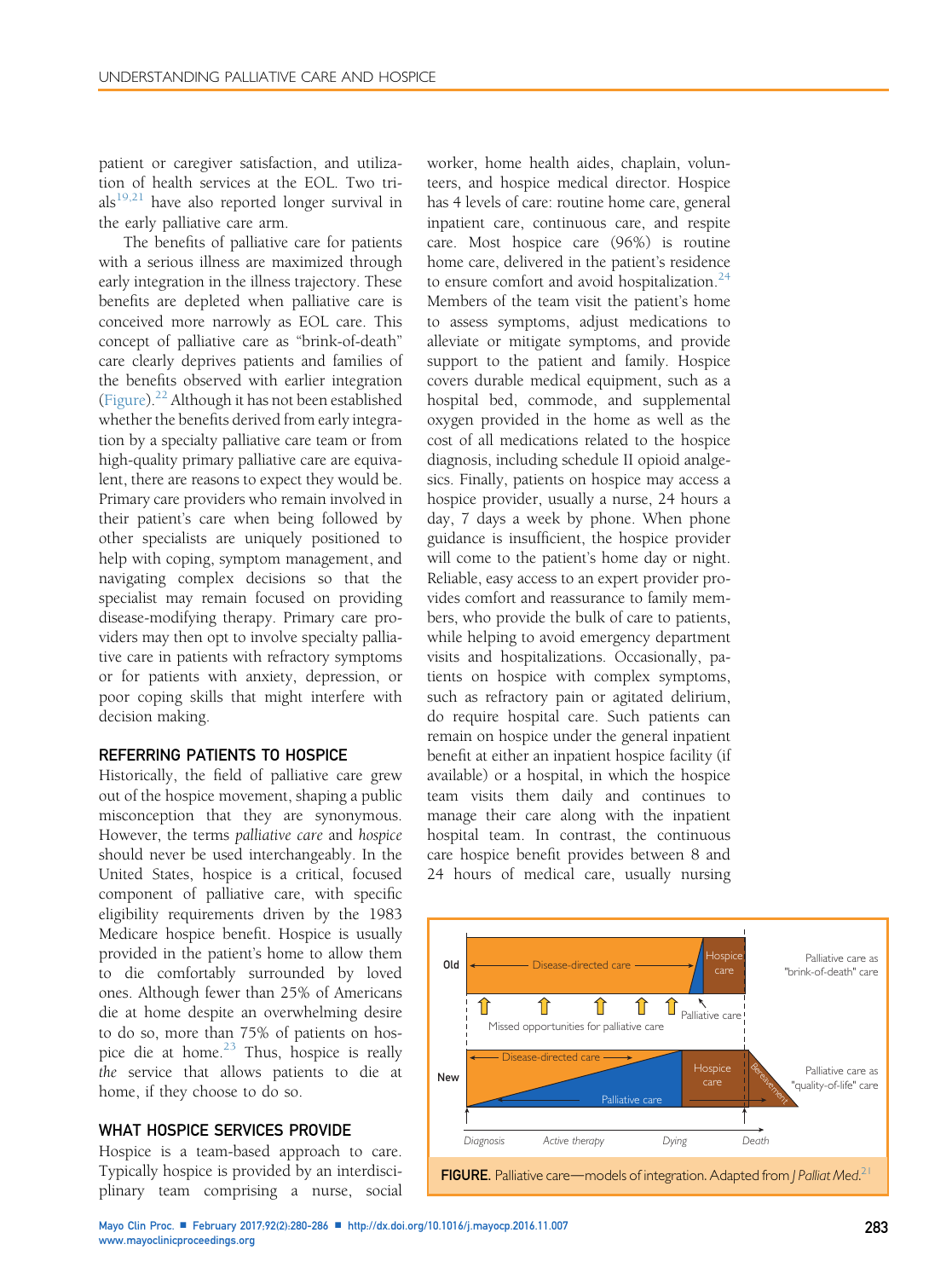patient or caregiver satisfaction, and utilization of health services at the EOL. Two trials[19,21] have also reported longer survival in the early palliative care arm.

The benefits of palliative care for patients with a serious illness are maximized through early integration in the illness trajectory. These benefits are depleted when palliative care is conceived more narrowly as EOL care. This concept of palliative care as "brink-of-death" care clearly deprives patients and families of the benefits observed with earlier integration (Figure).[22] Although it has not been established whether the benefits derived from early integration by a specialty palliative care team or from high-quality primary palliative care are equivalent, there are reasons to expect they would be. Primary care providers who remain involved in their patient's care when being followed by other specialists are uniquely positioned to help with coping, symptom management, and navigating complex decisions so that the specialist may remain focused on providing disease-modifying therapy. Primary care providers may then opt to involve specialty palliative care in patients with refractory symptoms or for patients with anxiety, depression, or poor coping skills that might interfere with decision making.

## REFERRING PATIENTS TO HOSPICE

Historically, the field of palliative care grew out of the hospice movement, shaping a public misconception that they are synonymous. However, the terms *palliative care* and *hospice* should never be used interchangeably. In the United States, hospice is a critical, focused component of palliative care, with specific eligibility requirements driven by the 1983 Medicare hospice benefit. Hospice is usually provided in the patient's home to allow them to die comfortably surrounded by loved ones. Although fewer than 25% of Americans die at home despite an overwhelming desire to do so, more than 75% of patients on hospice die at home.[23] Thus, hospice is really *the* service that allows patients to die at home, if they choose to do so.

## WHAT HOSPICE SERVICES PROVIDE

Hospice is a team-based approach to care. Typically hospice is provided by an interdisciplinary team comprising a nurse, social worker, home health aides, chaplain, volunteers, and hospice medical director. Hospice has 4 levels of care: routine home care, general inpatient care, continuous care, and respite care. Most hospice care (96%) is routine home care, delivered in the patient's residence to ensure comfort and avoid hospitalization.[24] Members of the team visit the patient's home to assess symptoms, adjust medications to alleviate or mitigate symptoms, and provide support to the patient and family. Hospice covers durable medical equipment, such as a hospital bed, commode, and supplemental oxygen provided in the home as well as the cost of all medications related to the hospice diagnosis, including schedule II opioid analgesics. Finally, patients on hospice may access a hospice provider, usually a nurse, 24 hours a day, 7 days a week by phone. When phone guidance is insufficient, the hospice provider will come to the patient's home day or night. Reliable, easy access to an expert provider provides comfort and reassurance to family members, who provide the bulk of care to patients, while helping to avoid emergency department visits and hospitalizations. Occasionally, patients on hospice with complex symptoms, such as refractory pain or agitated delirium, do require hospital care. Such patients can remain on hospice under the general inpatient benefit at either an inpatient hospice facility (if available) or a hospital, in which the hospice team visits them daily and continues to manage their care along with the inpatient hospital team. In contrast, the continuous care hospice benefit provides between 8 and 24 hours of medical care, usually nursing

**FIGURE.** Palliative care—models of integration. Adapted from *J Palliat Med*.[21]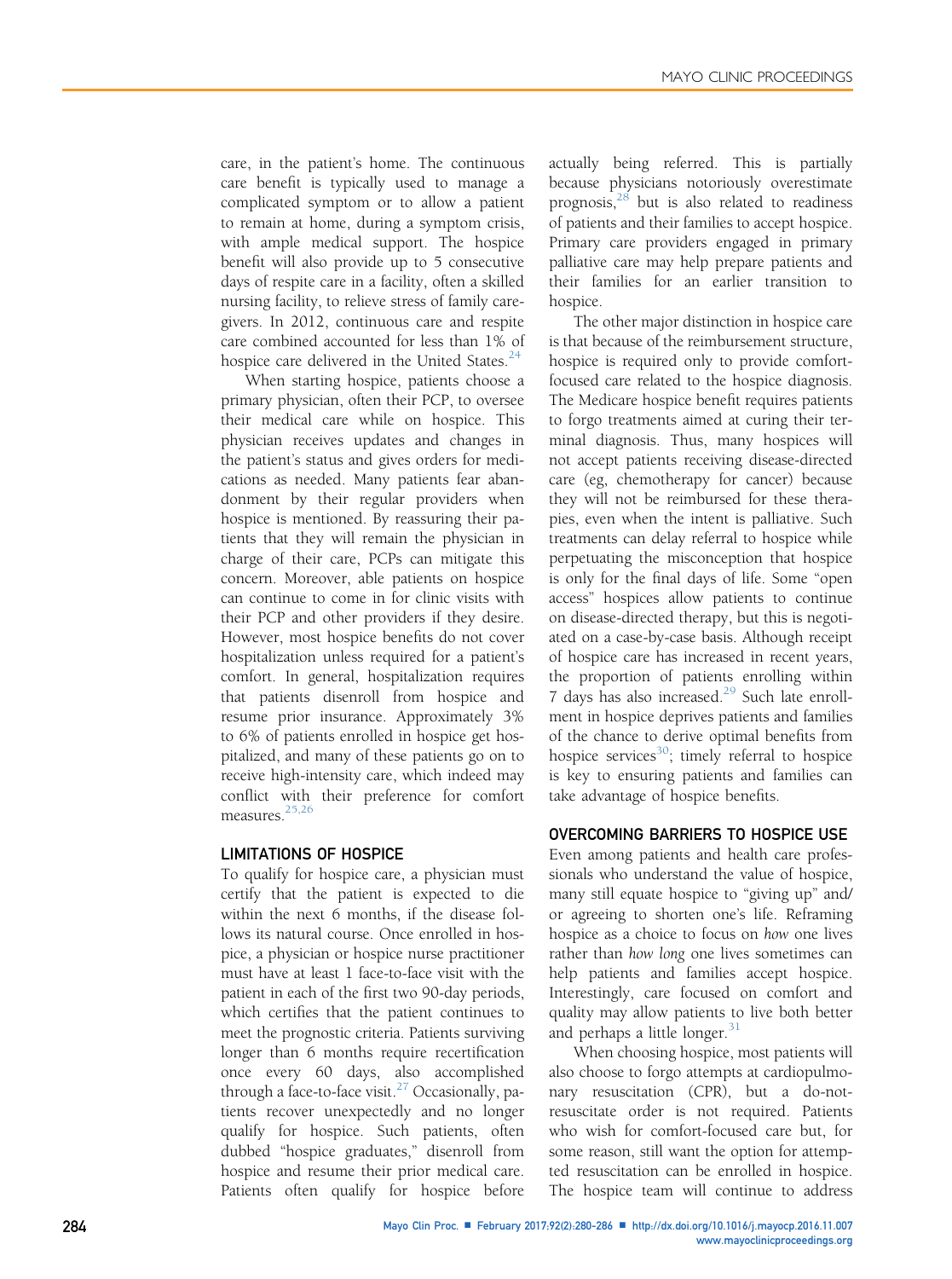care, in the patient's home. The continuous care benefit is typically used to manage a complicated symptom or to allow a patient to remain at home, during a symptom crisis, with ample medical support. The hospice benefit will also provide up to 5 consecutive days of respite care in a facility, often a skilled nursing facility, to relieve stress of family caregivers. In 2012, continuous care and respite care combined accounted for less than 1% of hospice care delivered in the United States.[24]

When starting hospice, patients choose a primary physician, often their PCP, to oversee their medical care while on hospice. This physician receives updates and changes in the patient's status and gives orders for medications as needed. Many patients fear abandonment by their regular providers when hospice is mentioned. By reassuring their patients that they will remain the physician in charge of their care, PCPs can mitigate this concern. Moreover, able patients on hospice can continue to come in for clinic visits with their PCP and other providers if they desire. However, most hospice benefits do not cover hospitalization unless required for a patient's comfort. In general, hospitalization requires that patients disenroll from hospice and resume prior insurance. Approximately 3% to 6% of patients enrolled in hospice get hospitalized, and many of these patients go on to receive high-intensity care, which indeed may conflict with their preference for comfort measures.[25,26]

## LIMITATIONS OF HOSPICE

To qualify for hospice care, a physician must certify that the patient is expected to die within the next 6 months, if the disease follows its natural course. Once enrolled in hospice, a physician or hospice nurse practitioner must have at least 1 face-to-face visit with the patient in each of the first two 90-day periods, which certifies that the patient continues to meet the prognostic criteria. Patients surviving longer than 6 months require recertification once every 60 days, also accomplished through a face-to-face visit.[27] Occasionally, patients recover unexpectedly and no longer qualify for hospice. Such patients, often dubbed "hospice graduates," disenroll from hospice and resume their prior medical care. Patients often qualify for hospice before actually being referred. This is partially because physicians notoriously overestimate prognosis,[28] but is also related to readiness of patients and their families to accept hospice. Primary care providers engaged in primary palliative care may help prepare patients and their families for an earlier transition to hospice.

The other major distinction in hospice care is that because of the reimbursement structure, hospice is required only to provide comfort-focused care related to the hospice diagnosis. The Medicare hospice benefit requires patients to forgo treatments aimed at curing their terminal diagnosis. Thus, many hospices will not accept patients receiving disease-directed care (eg, chemotherapy for cancer) because they will not be reimbursed for these therapies, even when the intent is palliative. Such treatments can delay referral to hospice while perpetuating the misconception that hospice is only for the final days of life. Some "open access" hospices allow patients to continue on disease-directed therapy, but this is negotiated on a case-by-case basis. Although receipt of hospice care has increased in recent years, the proportion of patients enrolling within 7 days has also increased.[29] Such late enrollment in hospice deprives patients and families of the chance to derive optimal benefits from hospice services[30]; timely referral to hospice is key to ensuring patients and families can take advantage of hospice benefits.

## OVERCOMING BARRIERS TO HOSPICE USE

Even among patients and health care professionals who understand the value of hospice, many still equate hospice to "giving up" and/or agreeing to shorten one's life. Reframing hospice as a choice to focus on *how* one lives rather than *how long* one lives sometimes can help patients and families accept hospice. Interestingly, care focused on comfort and quality may allow patients to live both better and perhaps a little longer.[31]

When choosing hospice, most patients will also choose to forgo attempts at cardiopulmonary resuscitation (CPR), but a do-not-resuscitate order is not required. Patients who wish for comfort-focused care but, for some reason, still want the option for attempted resuscitation can be enrolled in hospice. The hospice team will continue to address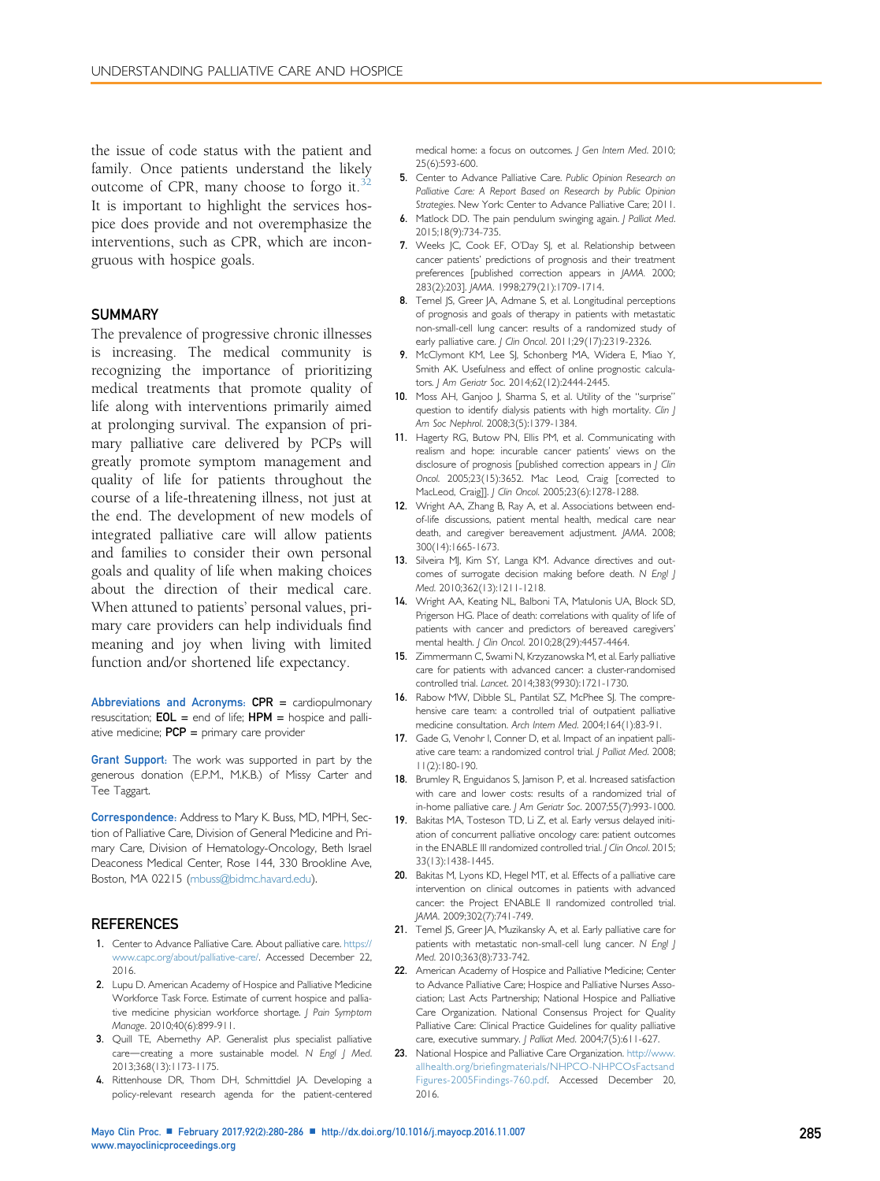the issue of code status with the patient and family. Once patients understand the likely outcome of CPR, many choose to forgo it.[32] It is important to highlight the services hospice does provide and not overemphasize the interventions, such as CPR, which are incongruous with hospice goals.

## SUMMARY

The prevalence of progressive chronic illnesses is increasing. The medical community is recognizing the importance of prioritizing medical treatments that promote quality of life along with interventions primarily aimed at prolonging survival. The expansion of primary palliative care delivered by PCPs will greatly promote symptom management and quality of life for patients throughout the course of a life-threatening illness, not just at the end. The development of new models of integrated palliative care will allow patients and families to consider their own personal goals and quality of life when making choices about the direction of their medical care. When attuned to patients' personal values, primary care providers can help individuals find meaning and joy when living with limited function and/or shortened life expectancy.

**Abbreviations and Acronyms:** **CPR** = cardiopulmonary resuscitation; **EOL** = end of life; **HPM** = hospice and palliative medicine; **PCP** = primary care provider

**Grant Support:** The work was supported in part by the generous donation (E.P.M., M.K.B.) of Missy Carter and Tee Taggart.

**Correspondence:** Address to Mary K. Buss, MD, MPH, Section of Palliative Care, Division of General Medicine and Primary Care, Division of Hematology-Oncology, Beth Israel Deaconess Medical Center, Rose 144, 330 Brookline Ave, Boston, MA 02215 (mbuss@bidmc.havard.edu).

## REFERENCES

1. Center to Advance Palliative Care. About palliative care. https://www.capc.org/about/palliative-care/. Accessed December 22, 2016.
2. Lupu D. American Academy of Hospice and Palliative Medicine Workforce Task Force. Estimate of current hospice and palliative medicine physician workforce shortage. *J Pain Symptom Manage*. 2010;40(6):899-911.
3. Quill TE, Abernethy AP. Generalist plus specialist palliative care—creating a more sustainable model. *N Engl J Med*. 2013;368(13):1173-1175.
4. Rittenhouse DR, Thom DH, Schmittdiel JA. Developing a policy-relevant research agenda for the patient-centered medical home: a focus on outcomes. *J Gen Intern Med*. 2010;25(6):593-600.
5. Center to Advance Palliative Care. *Public Opinion Research on Palliative Care: A Report Based on Research by Public Opinion Strategies*. New York: Center to Advance Palliative Care; 2011.
6. Matlock DD. The pain pendulum swinging again. *J Palliat Med*. 2015;18(9):734-735.
7. Weeks JC, Cook EF, O'Day SJ, et al. Relationship between cancer patients' predictions of prognosis and their treatment preferences [published correction appears in *JAMA*. 2000;283(2):203]. *JAMA*. 1998;279(21):1709-1714.
8. Temel JS, Greer JA, Admane S, et al. Longitudinal perceptions of prognosis and goals of therapy in patients with metastatic non-small-cell lung cancer: results of a randomized study of early palliative care. *J Clin Oncol*. 2011;29(17):2319-2326.
9. McClymont KM, Lee SJ, Schonberg MA, Widera E, Miao Y, Smith AK. Usefulness and effect of online prognostic calculators. *J Am Geriatr Soc*. 2014;62(12):2444-2445.
10. Moss AH, Ganjoo J, Sharma S, et al. Utility of the "surprise" question to identify dialysis patients with high mortality. *Clin J Am Soc Nephrol*. 2008;3(5):1379-1384.
11. Hagerty RG, Butow PN, Ellis PM, et al. Communicating with realism and hope: incurable cancer patients' views on the disclosure of prognosis [published correction appears in *J Clin Oncol*. 2005;23(15):3652. Mac Leod, Craig [corrected to MacLeod, Craig]]. *J Clin Oncol*. 2005;23(6):1278-1288.
12. Wright AA, Zhang B, Ray A, et al. Associations between end-of-life discussions, patient mental health, medical care near death, and caregiver bereavement adjustment. *JAMA*. 2008;300(14):1665-1673.
13. Silveira MJ, Kim SY, Langa KM. Advance directives and outcomes of surrogate decision making before death. *N Engl J Med*. 2010;362(13):1211-1218.
14. Wright AA, Keating NL, Balboni TA, Matulonis UA, Block SD, Prigerson HG. Place of death: correlations with quality of life of patients with cancer and predictors of bereaved caregivers' mental health. *J Clin Oncol*. 2010;28(29):4457-4464.
15. Zimmermann C, Swami N, Krzyzanowska M, et al. Early palliative care for patients with advanced cancer: a cluster-randomised controlled trial. *Lancet*. 2014;383(9930):1721-1730.
16. Rabow MW, Dibble SL, Pantilat SZ, McPhee SJ. The comprehensive care team: a controlled trial of outpatient palliative medicine consultation. *Arch Intern Med*. 2004;164(1):83-91.
17. Gade G, Venohr I, Conner D, et al. Impact of an inpatient palliative care team: a randomized control trial. *J Palliat Med*. 2008;11(2):180-190.
18. Brumley R, Enguidanos S, Jamison P, et al. Increased satisfaction with care and lower costs: results of a randomized trial of in-home palliative care. *J Am Geriatr Soc*. 2007;55(7):993-1000.
19. Bakitas MA, Tosteson TD, Li Z, et al. Early versus delayed initiation of concurrent palliative oncology care: patient outcomes in the ENABLE III randomized controlled trial. *J Clin Oncol*. 2015;33(13):1438-1445.
20. Bakitas M, Lyons KD, Hegel MT, et al. Effects of a palliative care intervention on clinical outcomes in patients with advanced cancer: the Project ENABLE II randomized controlled trial. *JAMA*. 2009;302(7):741-749.
21. Temel JS, Greer JA, Muzikansky A, et al. Early palliative care for patients with metastatic non-small-cell lung cancer. *N Engl J Med*. 2010;363(8):733-742.
22. American Academy of Hospice and Palliative Medicine; Center to Advance Palliative Care; Hospice and Palliative Nurses Association; Last Acts Partnership; National Hospice and Palliative Care Organization. National Consensus Project for Quality Palliative Care: Clinical Practice Guidelines for quality palliative care, executive summary. *J Palliat Med*. 2004;7(5):611-627.
23. National Hospice and Palliative Care Organization. http://www.allhealth.org/briefingmaterials/NHPCO-NHPCOsFactsandFigures-2005Findings-760.pdf. Accessed December 20, 2016.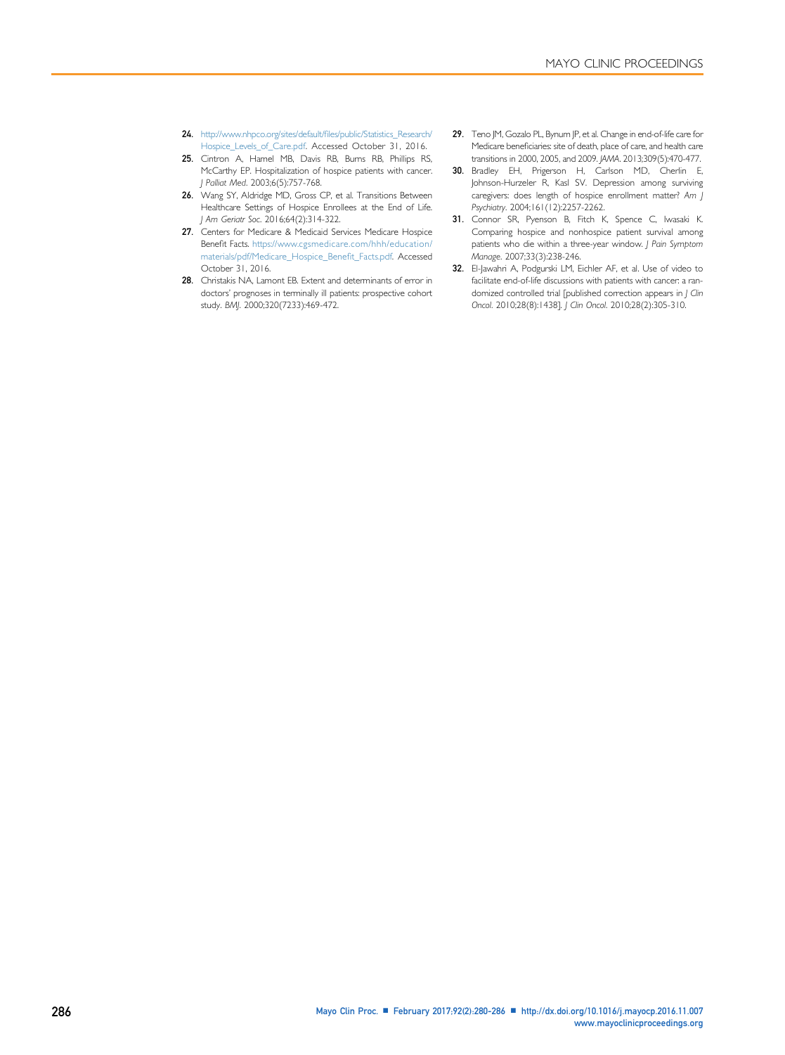24. http://www.nhpco.org/sites/default/files/public/Statistics_Research/Hospice_Levels_of_Care.pdf. Accessed October 31, 2016.
25. Cintron A, Hamel MB, Davis RB, Burns RB, Phillips RS, McCarthy EP. Hospitalization of hospice patients with cancer. *J Palliat Med*. 2003;6(5):757-768.
26. Wang SY, Aldridge MD, Gross CP, et al. Transitions Between Healthcare Settings of Hospice Enrollees at the End of Life. *J Am Geriatr Soc*. 2016;64(2):314-322.
27. Centers for Medicare & Medicaid Services Medicare Hospice Benefit Facts. https://www.cgsmedicare.com/hhh/education/materials/pdf/Medicare_Hospice_Benefit_Facts.pdf. Accessed October 31, 2016.
28. Christakis NA, Lamont EB. Extent and determinants of error in doctors' prognoses in terminally ill patients: prospective cohort study. *BMJ*. 2000;320(7233):469-472.
29. Teno JM, Gozalo PL, Bynum JP, et al. Change in end-of-life care for Medicare beneficiaries: site of death, place of care, and health care transitions in 2000, 2005, and 2009. *JAMA*. 2013;309(5):470-477.
30. Bradley EH, Prigerson H, Carlson MD, Cherlin E, Johnson-Hurzeler R, Kasl SV. Depression among surviving caregivers: does length of hospice enrollment matter? *Am J Psychiatry*. 2004;161(12):2257-2262.
31. Connor SR, Pyenson B, Fitch K, Spence C, Iwasaki K. Comparing hospice and nonhospice patient survival among patients who die within a three-year window. *J Pain Symptom Manage*. 2007;33(3):238-246.
32. El-Jawahri A, Podgurski LM, Eichler AF, et al. Use of video to facilitate end-of-life discussions with patients with cancer: a randomized controlled trial [published correction appears in *J Clin Oncol*. 2010;28(8):1438]. *J Clin Oncol*. 2010;28(2):305-310.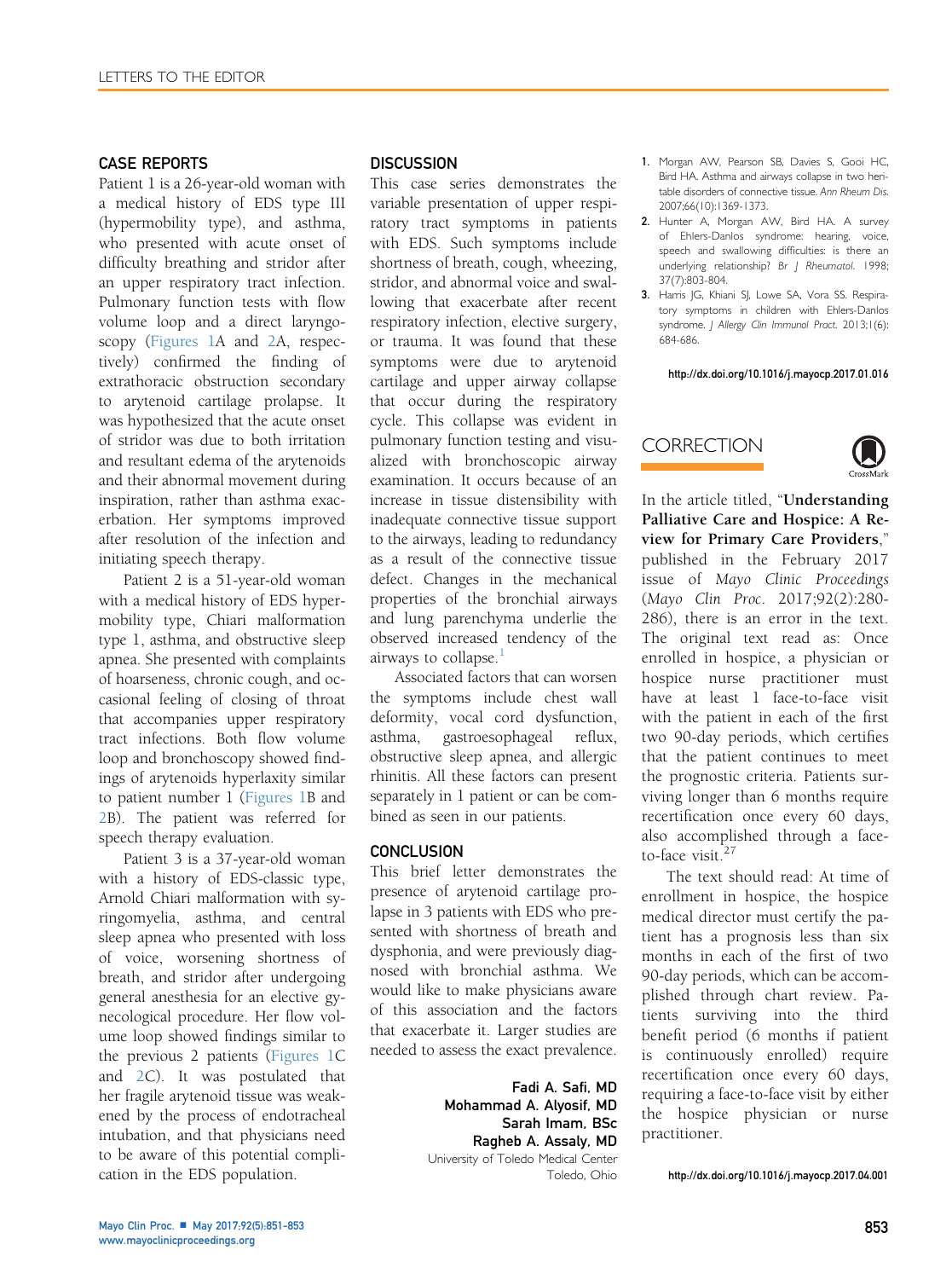## CASE REPORTS

Patient 1 is a 26-year-old woman with a medical history of EDS type III (hypermobility type), and asthma, who presented with acute onset of difficulty breathing and stridor after an upper respiratory tract infection. Pulmonary function tests with flow volume loop and a direct laryngoscopy (Figures 1A and 2A, respectively) confirmed the finding of extrathoracic obstruction secondary to arytenoid cartilage prolapse. It was hypothesized that the acute onset of stridor was due to both irritation and resultant edema of the arytenoids and their abnormal movement during inspiration, rather than asthma exacerbation. Her symptoms improved after resolution of the infection and initiating speech therapy.

Patient 2 is a 51-year-old woman with a medical history of EDS hypermobility type, Chiari malformation type 1, asthma, and obstructive sleep apnea. She presented with complaints of hoarseness, chronic cough, and occasional feeling of closing of throat that accompanies upper respiratory tract infections. Both flow volume loop and bronchoscopy showed findings of arytenoids hyperlaxity similar to patient number 1 (Figures 1B and 2B). The patient was referred for speech therapy evaluation.

Patient 3 is a 37-year-old woman with a history of EDS-classic type, Arnold Chiari malformation with syringomyelia, asthma, and central sleep apnea who presented with loss of voice, worsening shortness of breath, and stridor after undergoing general anesthesia for an elective gynecological procedure. Her flow volume loop showed findings similar to the previous 2 patients (Figures 1C and 2C). It was postulated that her fragile arytenoid tissue was weakened by the process of endotracheal intubation, and that physicians need to be aware of this potential complication in the EDS population.

## DISCUSSION

This case series demonstrates the variable presentation of upper respiratory tract symptoms in patients with EDS. Such symptoms include shortness of breath, cough, wheezing, stridor, and abnormal voice and swallowing that exacerbate after recent respiratory infection, elective surgery, or trauma. It was found that these symptoms were due to arytenoid cartilage and upper airway collapse that occur during the respiratory cycle. This collapse was evident in pulmonary function testing and visualized with bronchoscopic airway examination. It occurs because of an increase in tissue distensibility with inadequate connective tissue support to the airways, leading to redundancy as a result of the connective tissue defect. Changes in the mechanical properties of the bronchial airways and lung parenchyma underlie the observed increased tendency of the airways to collapse.[1]

Associated factors that can worsen the symptoms include chest wall deformity, vocal cord dysfunction, asthma, gastroesophageal reflux, obstructive sleep apnea, and allergic rhinitis. All these factors can present separately in 1 patient or can be combined as seen in our patients.

## CONCLUSION

This brief letter demonstrates the presence of arytenoid cartilage prolapse in 3 patients with EDS who presented with shortness of breath and dysphonia, and were previously diagnosed with bronchial asthma. We would like to make physicians aware of this association and the factors that exacerbate it. Larger studies are needed to assess the exact prevalence.

**Fadi A. Safi, MD**
**Mohammad A. Alyosif, MD**
**Sarah Imam, BSc**
**Ragheb A. Assaly, MD**
University of Toledo Medical Center
Toledo, Ohio

1. Morgan AW, Pearson SB, Davies S, Gooi HC, Bird HA. Asthma and airways collapse in two heritable disorders of connective tissue. *Ann Rheum Dis.* 2007;66(10):1369-1373.
2. Hunter A, Morgan AW, Bird HA. A survey of Ehlers-Danlos syndrome: hearing, voice, speech and swallowing difficulties: is there an underlying relationship? *Br J Rheumatol.* 1998; 37(7):803-804.
3. Harris JG, Khiani SJ, Lowe SA, Vora SS. Respiratory symptoms in children with Ehlers-Danlos syndrome. *J Allergy Clin Immunol Pract.* 2013;1(6): 684-686.

http://dx.doi.org/10.1016/j.mayocp.2017.01.016

## CORRECTION

In the article titled, "**Understanding Palliative Care and Hospice: A Review for Primary Care Providers**," published in the February 2017 issue of *Mayo Clinic Proceedings* (*Mayo Clin Proc*. 2017;92(2):280-286), there is an error in the text. The original text read as: Once enrolled in hospice, a physician or hospice nurse practitioner must have at least 1 face-to-face visit with the patient in each of the first two 90-day periods, which certifies that the patient continues to meet the prognostic criteria. Patients surviving longer than 6 months require recertification once every 60 days, also accomplished through a face-to-face visit.[27]

The text should read: At time of enrollment in hospice, the hospice medical director must certify the patient has a prognosis less than six months in each of the first of two 90-day periods, which can be accomplished through chart review. Patients surviving into the third benefit period (6 months if patient is continuously enrolled) require recertification once every 60 days, requiring a face-to-face visit by either the hospice physician or nurse practitioner.

http://dx.doi.org/10.1016/j.mayocp.2017.04.001